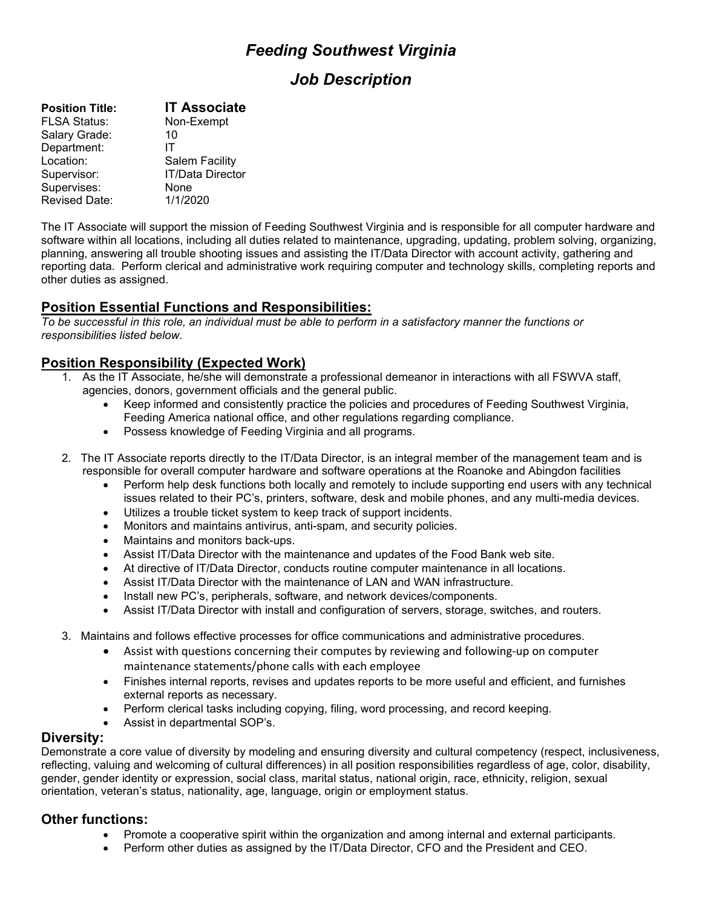# *Feeding Southwest Virginia*

## *Job Description*

| | |
|---|---|
| **Position Title:** | **IT Associate** |
| FLSA Status: | Non-Exempt |
| Salary Grade: | 10 |
| Department: | IT |
| Location: | Salem Facility |
| Supervisor: | IT/Data Director |
| Supervises: | None |
| Revised Date: | 1/1/2020 |

The IT Associate will support the mission of Feeding Southwest Virginia and is responsible for all computer hardware and software within all locations, including all duties related to maintenance, upgrading, updating, problem solving, organizing, planning, answering all trouble shooting issues and assisting the IT/Data Director with account activity, gathering and reporting data. Perform clerical and administrative work requiring computer and technology skills, completing reports and other duties as assigned.

## Position Essential Functions and Responsibilities:

*To be successful in this role, an individual must be able to perform in a satisfactory manner the functions or responsibilities listed below.*

## Position Responsibility (Expected Work)

1. As the IT Associate, he/she will demonstrate a professional demeanor in interactions with all FSWVA staff, agencies, donors, government officials and the general public.
   - Keep informed and consistently practice the policies and procedures of Feeding Southwest Virginia, Feeding America national office, and other regulations regarding compliance.
   - Possess knowledge of Feeding Virginia and all programs.

2. The IT Associate reports directly to the IT/Data Director, is an integral member of the management team and is responsible for overall computer hardware and software operations at the Roanoke and Abingdon facilities
   - Perform help desk functions both locally and remotely to include supporting end users with any technical issues related to their PC's, printers, software, desk and mobile phones, and any multi-media devices.
   - Utilizes a trouble ticket system to keep track of support incidents.
   - Monitors and maintains antivirus, anti-spam, and security policies.
   - Maintains and monitors back-ups.
   - Assist IT/Data Director with the maintenance and updates of the Food Bank web site.
   - At directive of IT/Data Director, conducts routine computer maintenance in all locations.
   - Assist IT/Data Director with the maintenance of LAN and WAN infrastructure.
   - Install new PC's, peripherals, software, and network devices/components.
   - Assist IT/Data Director with install and configuration of servers, storage, switches, and routers.

3. Maintains and follows effective processes for office communications and administrative procedures.
   - Assist with questions concerning their computes by reviewing and following-up on computer maintenance statements/phone calls with each employee
   - Finishes internal reports, revises and updates reports to be more useful and efficient, and furnishes external reports as necessary.
   - Perform clerical tasks including copying, filing, word processing, and record keeping.
   - Assist in departmental SOP's.

### Diversity:

Demonstrate a core value of diversity by modeling and ensuring diversity and cultural competency (respect, inclusiveness, reflecting, valuing and welcoming of cultural differences) in all position responsibilities regardless of age, color, disability, gender, gender identity or expression, social class, marital status, national origin, race, ethnicity, religion, sexual orientation, veteran's status, nationality, age, language, origin or employment status.

### Other functions:

- Promote a cooperative spirit within the organization and among internal and external participants.
- Perform other duties as assigned by the IT/Data Director, CFO and the President and CEO.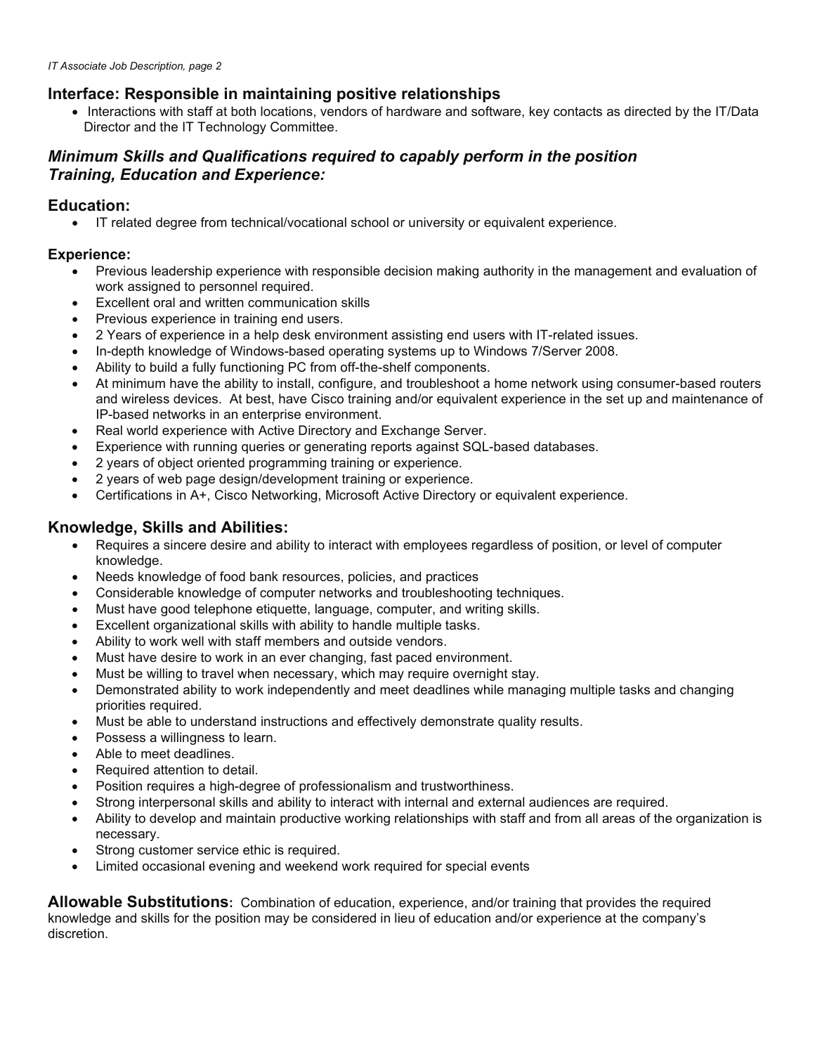## Interface: Responsible in maintaining positive relationships

- Interactions with staff at both locations, vendors of hardware and software, key contacts as directed by the IT/Data Director and the IT Technology Committee.

## *Minimum Skills and Qualifications required to capably perform in the position Training, Education and Experience:*

## Education:

- IT related degree from technical/vocational school or university or equivalent experience.

### Experience:

- Previous leadership experience with responsible decision making authority in the management and evaluation of work assigned to personnel required.
- Excellent oral and written communication skills
- Previous experience in training end users.
- 2 Years of experience in a help desk environment assisting end users with IT-related issues.
- In-depth knowledge of Windows-based operating systems up to Windows 7/Server 2008.
- Ability to build a fully functioning PC from off-the-shelf components.
- At minimum have the ability to install, configure, and troubleshoot a home network using consumer-based routers and wireless devices. At best, have Cisco training and/or equivalent experience in the set up and maintenance of IP-based networks in an enterprise environment.
- Real world experience with Active Directory and Exchange Server.
- Experience with running queries or generating reports against SQL-based databases.
- 2 years of object oriented programming training or experience.
- 2 years of web page design/development training or experience.
- Certifications in A+, Cisco Networking, Microsoft Active Directory or equivalent experience.

## Knowledge, Skills and Abilities:

- Requires a sincere desire and ability to interact with employees regardless of position, or level of computer knowledge.
- Needs knowledge of food bank resources, policies, and practices
- Considerable knowledge of computer networks and troubleshooting techniques.
- Must have good telephone etiquette, language, computer, and writing skills.
- Excellent organizational skills with ability to handle multiple tasks.
- Ability to work well with staff members and outside vendors.
- Must have desire to work in an ever changing, fast paced environment.
- Must be willing to travel when necessary, which may require overnight stay.
- Demonstrated ability to work independently and meet deadlines while managing multiple tasks and changing priorities required.
- Must be able to understand instructions and effectively demonstrate quality results.
- Possess a willingness to learn.
- Able to meet deadlines.
- Required attention to detail.
- Position requires a high-degree of professionalism and trustworthiness.
- Strong interpersonal skills and ability to interact with internal and external audiences are required.
- Ability to develop and maintain productive working relationships with staff and from all areas of the organization is necessary.
- Strong customer service ethic is required.
- Limited occasional evening and weekend work required for special events

**Allowable Substitutions:** Combination of education, experience, and/or training that provides the required knowledge and skills for the position may be considered in lieu of education and/or experience at the company's discretion.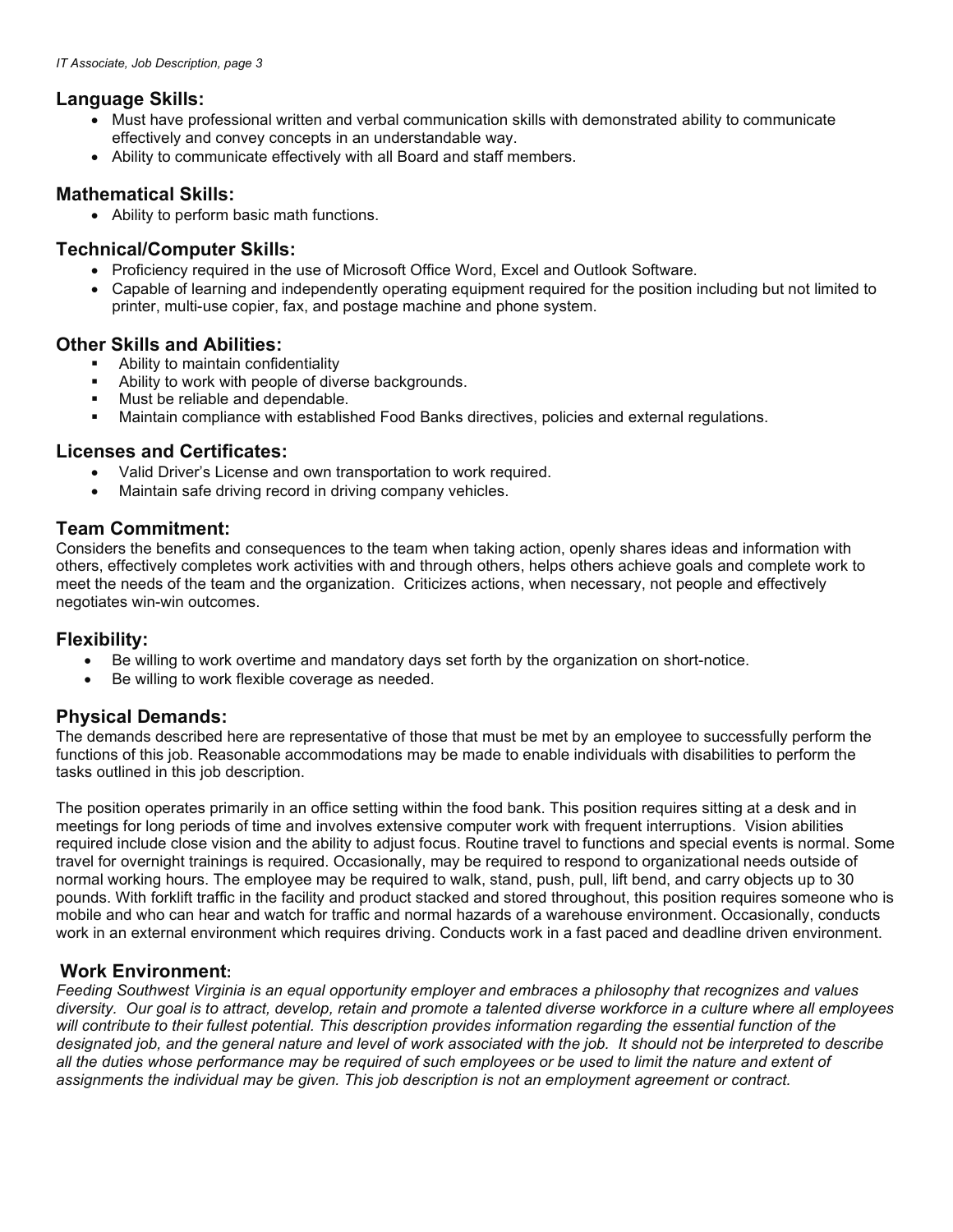## Language Skills:

- Must have professional written and verbal communication skills with demonstrated ability to communicate effectively and convey concepts in an understandable way.
- Ability to communicate effectively with all Board and staff members.

## Mathematical Skills:

- Ability to perform basic math functions.

## Technical/Computer Skills:

- Proficiency required in the use of Microsoft Office Word, Excel and Outlook Software.
- Capable of learning and independently operating equipment required for the position including but not limited to printer, multi-use copier, fax, and postage machine and phone system.

## Other Skills and Abilities:

- Ability to maintain confidentiality
- Ability to work with people of diverse backgrounds.
- Must be reliable and dependable.
- Maintain compliance with established Food Banks directives, policies and external regulations.

## Licenses and Certificates:

- Valid Driver's License and own transportation to work required.
- Maintain safe driving record in driving company vehicles.

## Team Commitment:

Considers the benefits and consequences to the team when taking action, openly shares ideas and information with others, effectively completes work activities with and through others, helps others achieve goals and complete work to meet the needs of the team and the organization. Criticizes actions, when necessary, not people and effectively negotiates win-win outcomes.

## Flexibility:

- Be willing to work overtime and mandatory days set forth by the organization on short-notice.
- Be willing to work flexible coverage as needed.

## Physical Demands:

The demands described here are representative of those that must be met by an employee to successfully perform the functions of this job. Reasonable accommodations may be made to enable individuals with disabilities to perform the tasks outlined in this job description.

The position operates primarily in an office setting within the food bank. This position requires sitting at a desk and in meetings for long periods of time and involves extensive computer work with frequent interruptions. Vision abilities required include close vision and the ability to adjust focus. Routine travel to functions and special events is normal. Some travel for overnight trainings is required. Occasionally, may be required to respond to organizational needs outside of normal working hours. The employee may be required to walk, stand, push, pull, lift bend, and carry objects up to 30 pounds. With forklift traffic in the facility and product stacked and stored throughout, this position requires someone who is mobile and who can hear and watch for traffic and normal hazards of a warehouse environment. Occasionally, conducts work in an external environment which requires driving. Conducts work in a fast paced and deadline driven environment.

## Work Environment:

*Feeding Southwest Virginia is an equal opportunity employer and embraces a philosophy that recognizes and values diversity. Our goal is to attract, develop, retain and promote a talented diverse workforce in a culture where all employees will contribute to their fullest potential. This description provides information regarding the essential function of the designated job, and the general nature and level of work associated with the job. It should not be interpreted to describe all the duties whose performance may be required of such employees or be used to limit the nature and extent of assignments the individual may be given. This job description is not an employment agreement or contract.*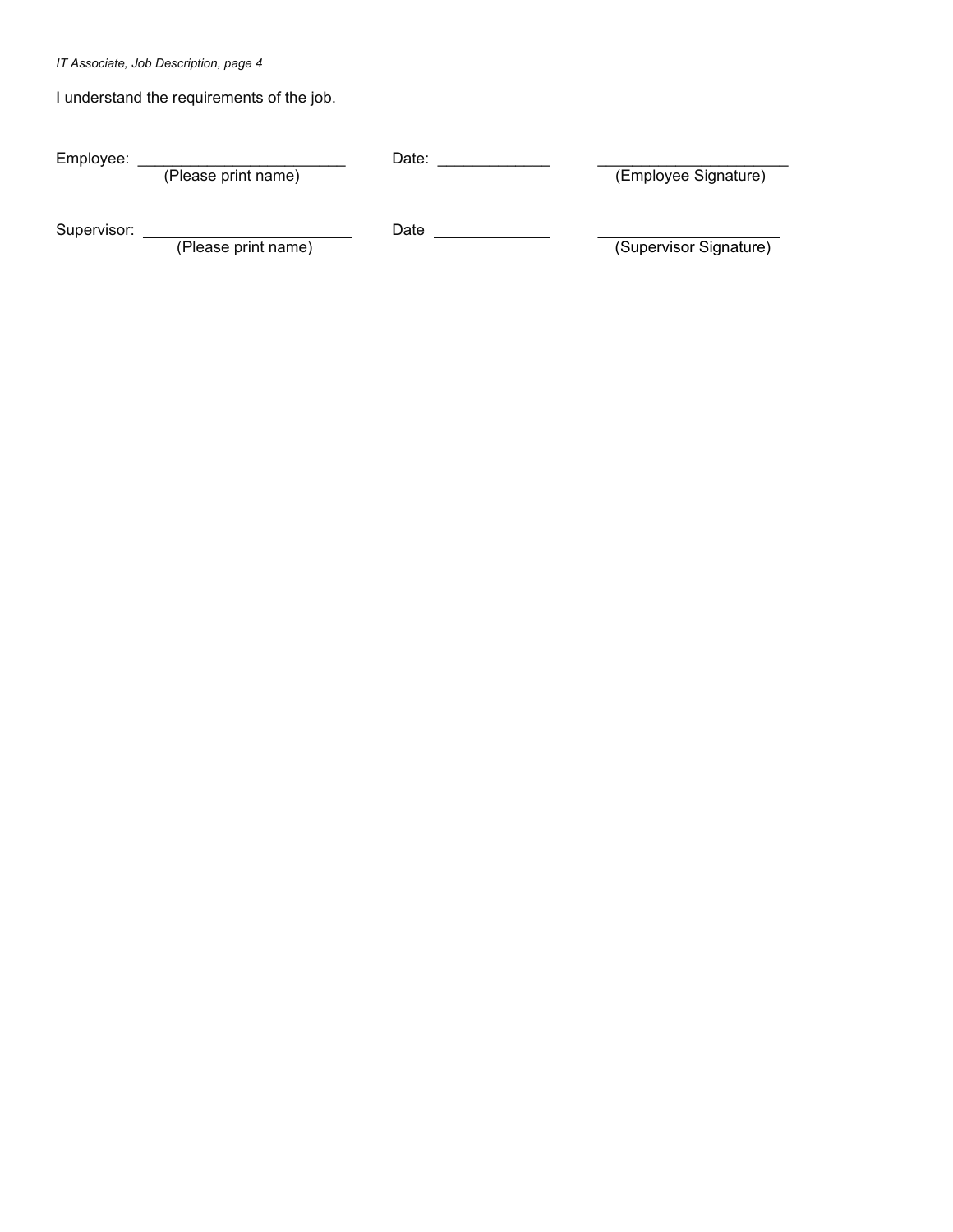I understand the requirements of the job.

Employee: ________________________ Date: _____________ ______________________
(Please print name) (Employee Signature)

Supervisor: ________________________ Date ______________ ______________________
(Please print name) (Supervisor Signature)